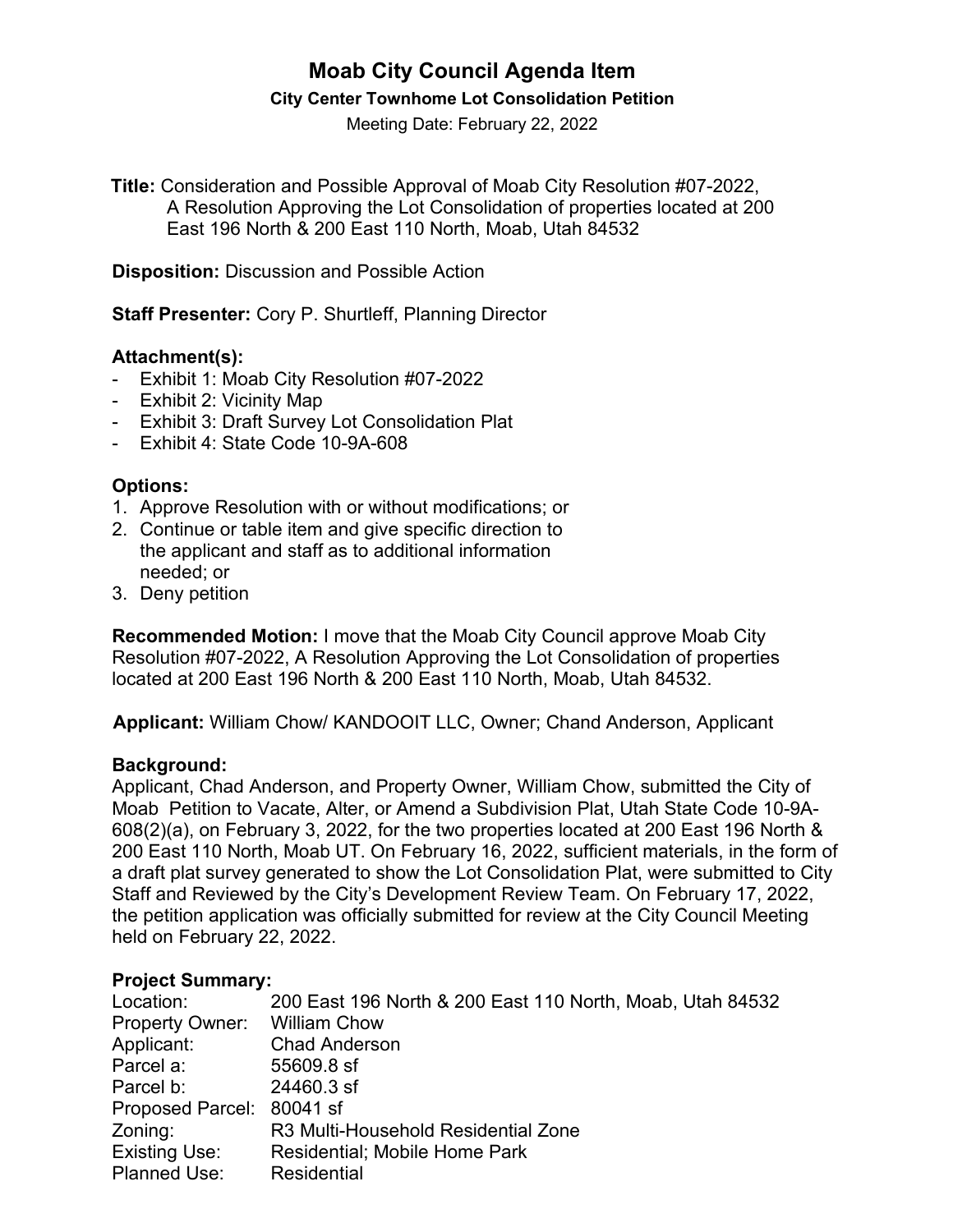# Moab City Council Agenda Item

### City Center Townhome Lot Consolidation Petition

Meeting Date: February 22, 2022

**Title:** Consideration and Possible Approval of Moab City Resolution #07-2022, A Resolution Approving the Lot Consolidation of properties located at 200 East 196 North & 200 East 110 North, Moab, Utah 84532

**Disposition:** Discussion and Possible Action

**Staff Presenter:** Cory P. Shurtleff, Planning Director

### Attachment(s):

- Exhibit 1: Moab City Resolution #07-2022
- Exhibit 2: Vicinity Map
- Exhibit 3: Draft Survey Lot Consolidation Plat
- Exhibit 4: State Code 10-9A-608

### Options:

1. Approve Resolution with or without modifications; or
2. Continue or table item and give specific direction to the applicant and staff as to additional information needed; or
3. Deny petition

**Recommended Motion:** I move that the Moab City Council approve Moab City Resolution #07-2022, A Resolution Approving the Lot Consolidation of properties located at 200 East 196 North & 200 East 110 North, Moab, Utah 84532.

**Applicant:** William Chow/ KANDOOIT LLC, Owner; Chand Anderson, Applicant

### Background:

Applicant, Chad Anderson, and Property Owner, William Chow, submitted the City of Moab Petition to Vacate, Alter, or Amend a Subdivision Plat, Utah State Code 10-9A-608(2)(a), on February 3, 2022, for the two properties located at 200 East 196 North & 200 East 110 North, Moab UT. On February 16, 2022, sufficient materials, in the form of a draft plat survey generated to show the Lot Consolidation Plat, were submitted to City Staff and Reviewed by the City's Development Review Team. On February 17, 2022, the petition application was officially submitted for review at the City Council Meeting held on February 22, 2022.

### Project Summary:

| | |
|---|---|
| Location: | 200 East 196 North & 200 East 110 North, Moab, Utah 84532 |
| Property Owner: | William Chow |
| Applicant: | Chad Anderson |
| Parcel a: | 55609.8 sf |
| Parcel b: | 24460.3 sf |
| Proposed Parcel: | 80041 sf |
| Zoning: | R3 Multi-Household Residential Zone |
| Existing Use: | Residential; Mobile Home Park |
| Planned Use: | Residential |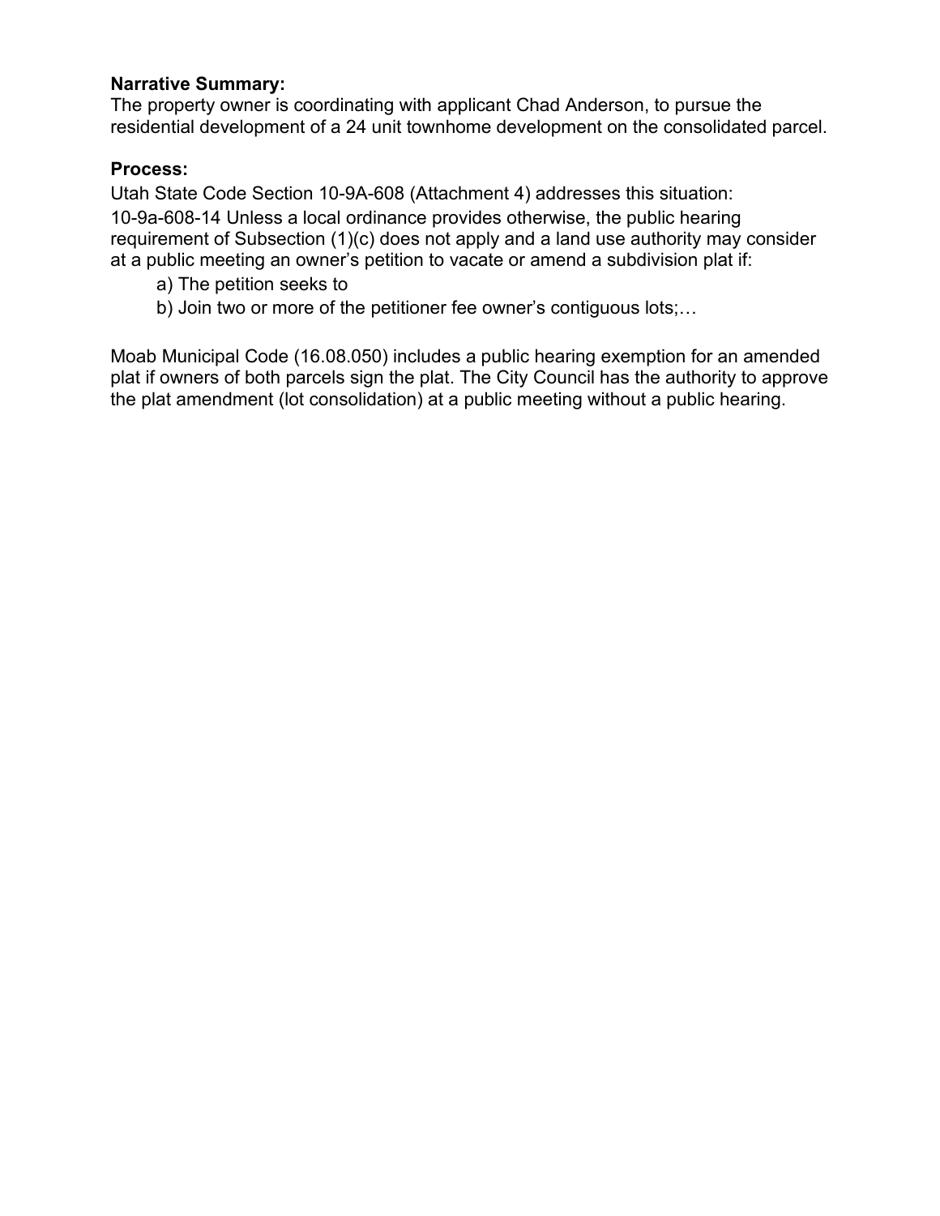**Narrative Summary:**
The property owner is coordinating with applicant Chad Anderson, to pursue the residential development of a 24 unit townhome development on the consolidated parcel.

**Process:**
Utah State Code Section 10-9A-608 (Attachment 4) addresses this situation:
10-9a-608-14 Unless a local ordinance provides otherwise, the public hearing requirement of Subsection (1)(c) does not apply and a land use authority may consider at a public meeting an owner's petition to vacate or amend a subdivision plat if:

a) The petition seeks to
b) Join two or more of the petitioner fee owner's contiguous lots;…

Moab Municipal Code (16.08.050) includes a public hearing exemption for an amended plat if owners of both parcels sign the plat. The City Council has the authority to approve the plat amendment (lot consolidation) at a public meeting without a public hearing.